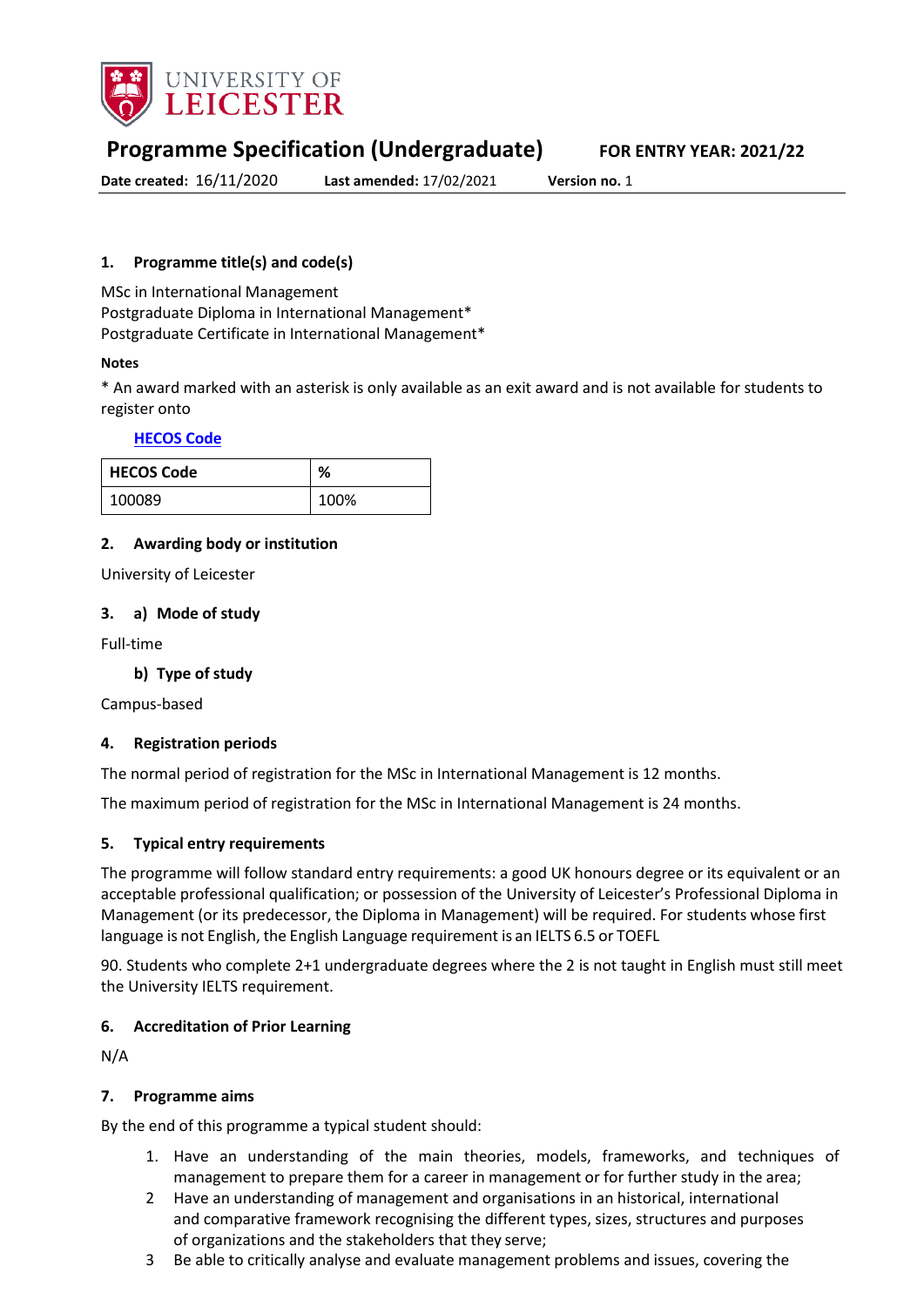UNIVERSITY OF LEICESTER

# Programme Specification (Undergraduate)

**FOR ENTRY YEAR: 2021/22**

**Date created:** 16/11/2020 **Last amended:** 17/02/2021 **Version no.** 1

### 1. Programme title(s) and code(s)

MSc in International Management
Postgraduate Diploma in International Management*
Postgraduate Certificate in International Management*

**Notes**

* An award marked with an asterisk is only available as an exit award and is not available for students to register onto

**HECOS Code**

| HECOS Code | % |
|---|---|
| 100089 | 100% |

### 2. Awarding body or institution

University of Leicester

### 3. a) Mode of study

Full-time

**b) Type of study**

Campus-based

### 4. Registration periods

The normal period of registration for the MSc in International Management is 12 months.

The maximum period of registration for the MSc in International Management is 24 months.

### 5. Typical entry requirements

The programme will follow standard entry requirements: a good UK honours degree or its equivalent or an acceptable professional qualification; or possession of the University of Leicester's Professional Diploma in Management (or its predecessor, the Diploma in Management) will be required. For students whose first language is not English, the English Language requirement is an IELTS 6.5 or TOEFL

90. Students who complete 2+1 undergraduate degrees where the 2 is not taught in English must still meet the University IELTS requirement.

### 6. Accreditation of Prior Learning

N/A

### 7. Programme aims

By the end of this programme a typical student should:

1. Have an understanding of the main theories, models, frameworks, and techniques of management to prepare them for a career in management or for further study in the area;
2. Have an understanding of management and organisations in an historical, international and comparative framework recognising the different types, sizes, structures and purposes of organizations and the stakeholders that they serve;
3. Be able to critically analyse and evaluate management problems and issues, covering the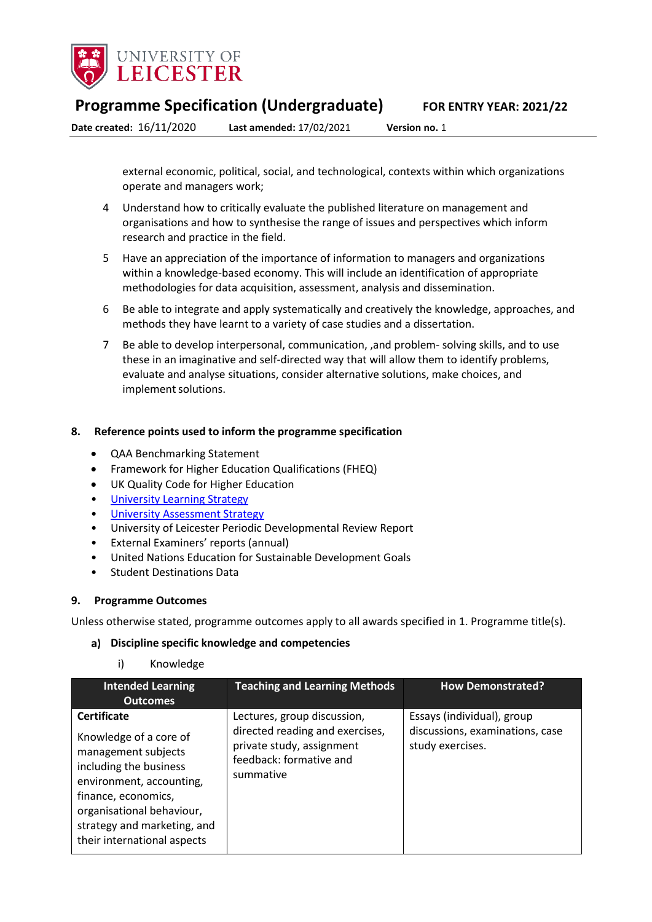external economic, political, social, and technological, contexts within which organizations operate and managers work;

4. Understand how to critically evaluate the published literature on management and organisations and how to synthesise the range of issues and perspectives which inform research and practice in the field.

5. Have an appreciation of the importance of information to managers and organizations within a knowledge-based economy. This will include an identification of appropriate methodologies for data acquisition, assessment, analysis and dissemination.

6. Be able to integrate and apply systematically and creatively the knowledge, approaches, and methods they have learnt to a variety of case studies and a dissertation.

7. Be able to develop interpersonal, communication, ,and problem- solving skills, and to use these in an imaginative and self-directed way that will allow them to identify problems, evaluate and analyse situations, consider alternative solutions, make choices, and implement solutions.

## 8. Reference points used to inform the programme specification

- QAA Benchmarking Statement
- Framework for Higher Education Qualifications (FHEQ)
- UK Quality Code for Higher Education
- University Learning Strategy
- University Assessment Strategy
- University of Leicester Periodic Developmental Review Report
- External Examiners' reports (annual)
- United Nations Education for Sustainable Development Goals
- Student Destinations Data

## 9. Programme Outcomes

Unless otherwise stated, programme outcomes apply to all awards specified in 1. Programme title(s).

### a) Discipline specific knowledge and competencies

i) Knowledge

| Intended Learning Outcomes | Teaching and Learning Methods | How Demonstrated? |
|---|---|---|
| **Certificate**<br><br>Knowledge of a core of management subjects including the business environment, accounting, finance, economics, organisational behaviour, strategy and marketing, and their international aspects | Lectures, group discussion, directed reading and exercises, private study, assignment feedback: formative and summative | Essays (individual), group discussions, examinations, case study exercises. |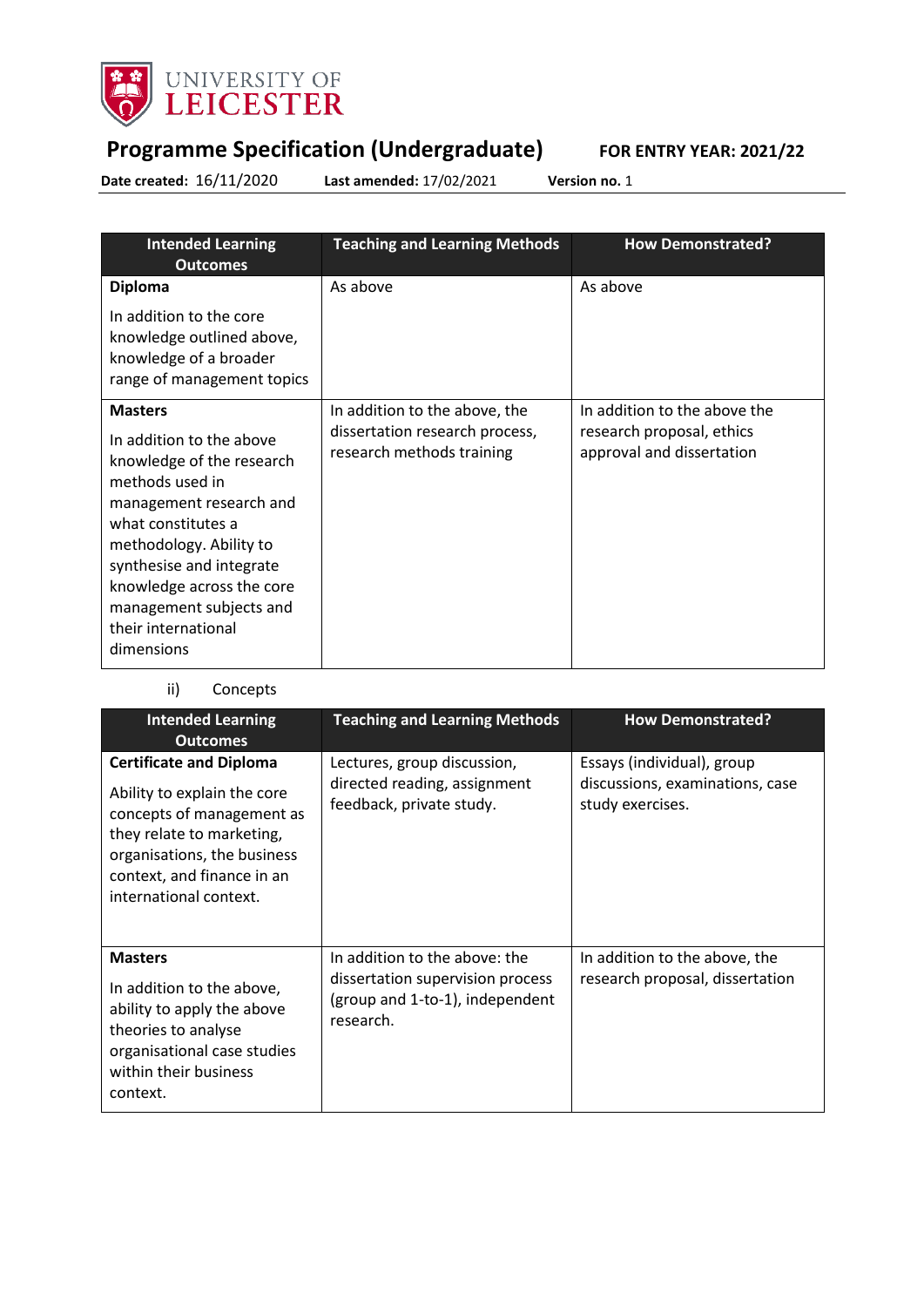| Intended Learning Outcomes | Teaching and Learning Methods | How Demonstrated? |
|---|---|---|
| **Diploma**<br><br>In addition to the core knowledge outlined above, knowledge of a broader range of management topics | As above | As above |
| **Masters**<br><br>In addition to the above knowledge of the research methods used in management research and what constitutes a methodology. Ability to synthesise and integrate knowledge across the core management subjects and their international dimensions | In addition to the above, the dissertation research process, research methods training | In addition to the above the research proposal, ethics approval and dissertation |

ii) Concepts

| Intended Learning Outcomes | Teaching and Learning Methods | How Demonstrated? |
|---|---|---|
| **Certificate and Diploma**<br><br>Ability to explain the core concepts of management as they relate to marketing, organisations, the business context, and finance in an international context. | Lectures, group discussion, directed reading, assignment feedback, private study. | Essays (individual), group discussions, examinations, case study exercises. |
| **Masters**<br><br>In addition to the above, ability to apply the above theories to analyse organisational case studies within their business context. | In addition to the above: the dissertation supervision process (group and 1-to-1), independent research. | In addition to the above, the research proposal, dissertation |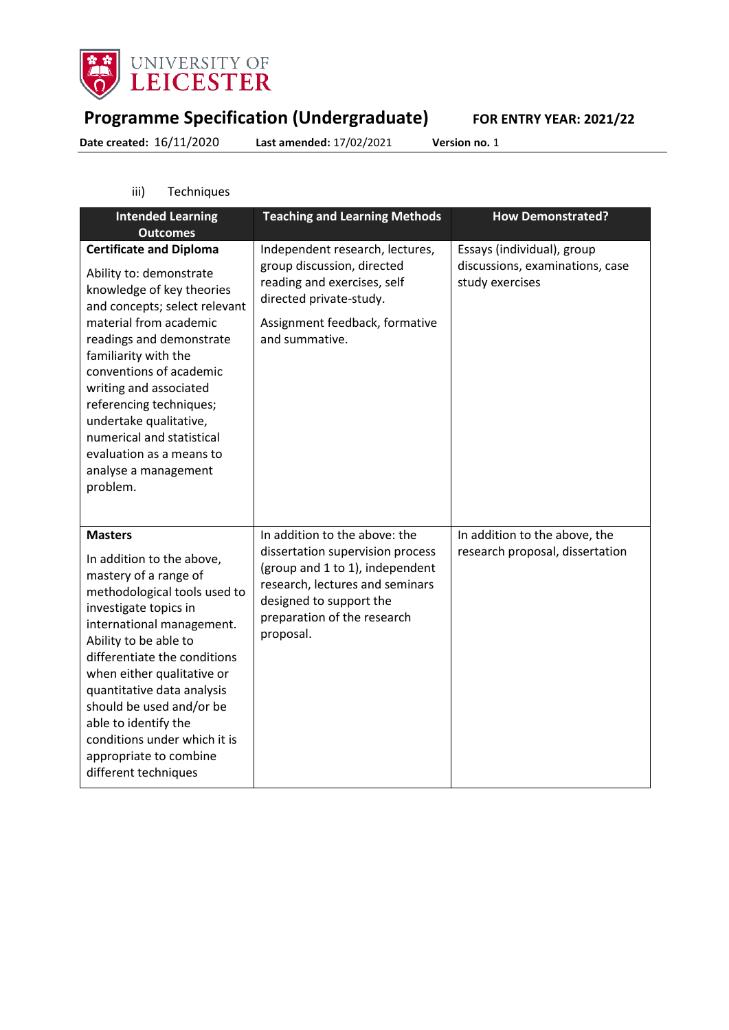iii) Techniques

| Intended Learning Outcomes | Teaching and Learning Methods | How Demonstrated? |
|---|---|---|
| **Certificate and Diploma**<br><br>Ability to: demonstrate knowledge of key theories and concepts; select relevant material from academic readings and demonstrate familiarity with the conventions of academic writing and associated referencing techniques; undertake qualitative, numerical and statistical evaluation as a means to analyse a management problem. | Independent research, lectures, group discussion, directed reading and exercises, self directed private-study.<br><br>Assignment feedback, formative and summative. | Essays (individual), group discussions, examinations, case study exercises |
| **Masters**<br><br>In addition to the above, mastery of a range of methodological tools used to investigate topics in international management. Ability to be able to differentiate the conditions when either qualitative or quantitative data analysis should be used and/or be able to identify the conditions under which it is appropriate to combine different techniques | In addition to the above: the dissertation supervision process (group and 1 to 1), independent research, lectures and seminars designed to support the preparation of the research proposal. | In addition to the above, the research proposal, dissertation |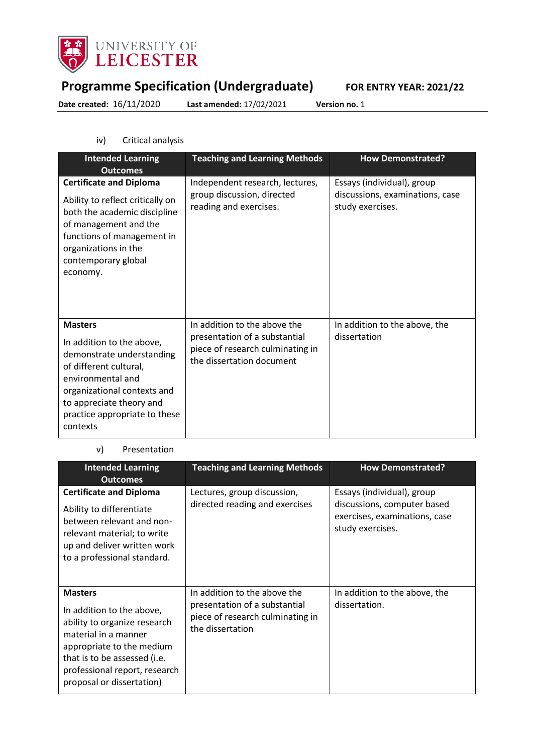iv) Critical analysis

| Intended Learning Outcomes | Teaching and Learning Methods | How Demonstrated? |
|---|---|---|
| **Certificate and Diploma**<br><br>Ability to reflect critically on both the academic discipline of management and the functions of management in organizations in the contemporary global economy. | Independent research, lectures, group discussion, directed reading and exercises. | Essays (individual), group discussions, examinations, case study exercises. |
| **Masters**<br><br>In addition to the above, demonstrate understanding of different cultural, environmental and organizational contexts and to appreciate theory and practice appropriate to these contexts | In addition to the above the presentation of a substantial piece of research culminating in the dissertation document | In addition to the above, the dissertation |

v) Presentation

| Intended Learning Outcomes | Teaching and Learning Methods | How Demonstrated? |
|---|---|---|
| **Certificate and Diploma**<br><br>Ability to differentiate between relevant and non-relevant material; to write up and deliver written work to a professional standard. | Lectures, group discussion, directed reading and exercises | Essays (individual), group discussions, computer based exercises, examinations, case study exercises. |
| **Masters**<br><br>In addition to the above, ability to organize research material in a manner appropriate to the medium that is to be assessed (i.e. professional report, research proposal or dissertation) | In addition to the above the presentation of a substantial piece of research culminating in the dissertation | In addition to the above, the dissertation. |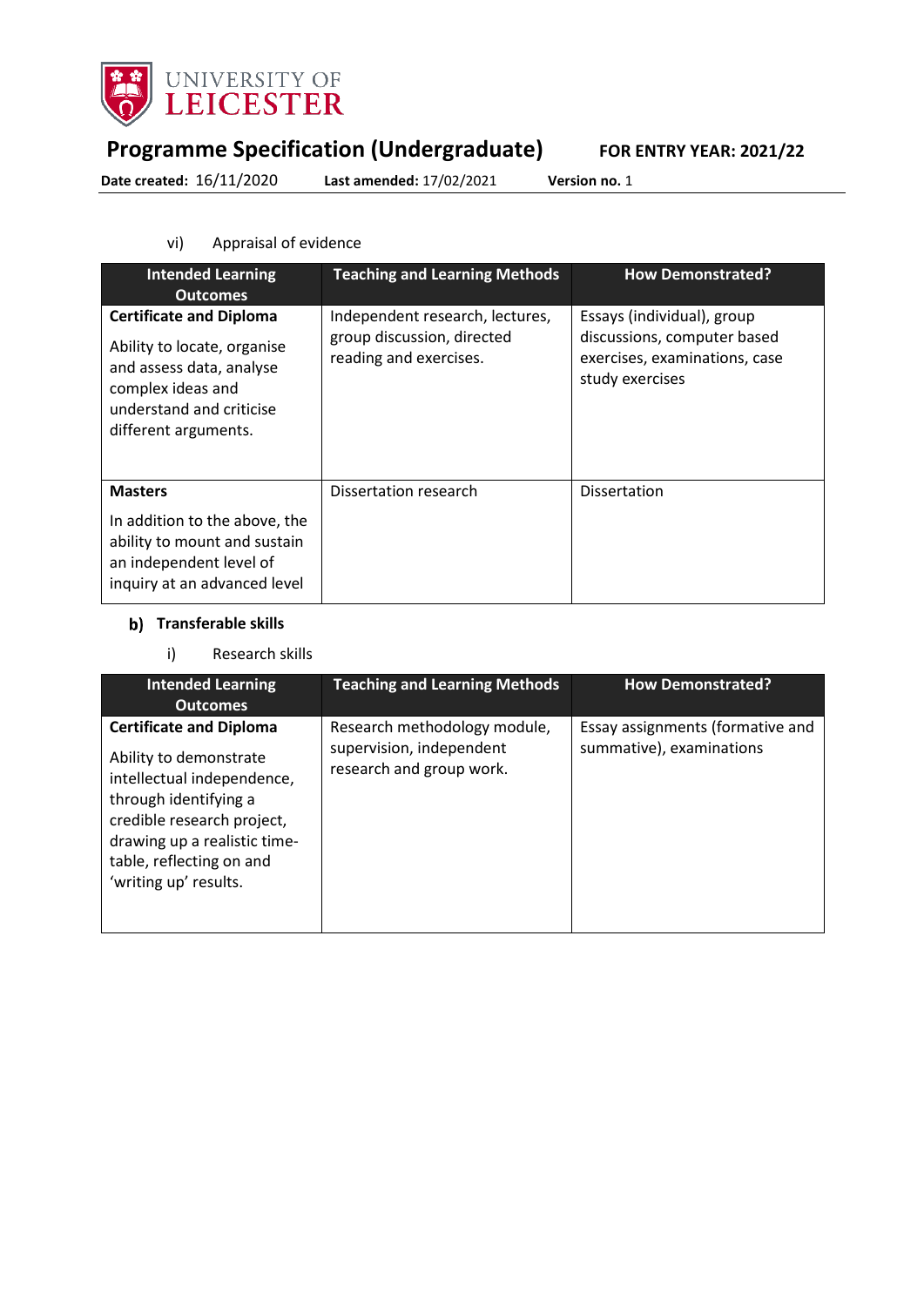vi) Appraisal of evidence

| Intended Learning Outcomes | Teaching and Learning Methods | How Demonstrated? |
|---|---|---|
| **Certificate and Diploma**<br><br>Ability to locate, organise and assess data, analyse complex ideas and understand and criticise different arguments. | Independent research, lectures, group discussion, directed reading and exercises. | Essays (individual), group discussions, computer based exercises, examinations, case study exercises |
| **Masters**<br><br>In addition to the above, the ability to mount and sustain an independent level of inquiry at an advanced level | Dissertation research | Dissertation |

**b) Transferable skills**

i) Research skills

| Intended Learning Outcomes | Teaching and Learning Methods | How Demonstrated? |
|---|---|---|
| **Certificate and Diploma**<br><br>Ability to demonstrate intellectual independence, through identifying a credible research project, drawing up a realistic time-table, reflecting on and 'writing up' results. | Research methodology module, supervision, independent research and group work. | Essay assignments (formative and summative), examinations |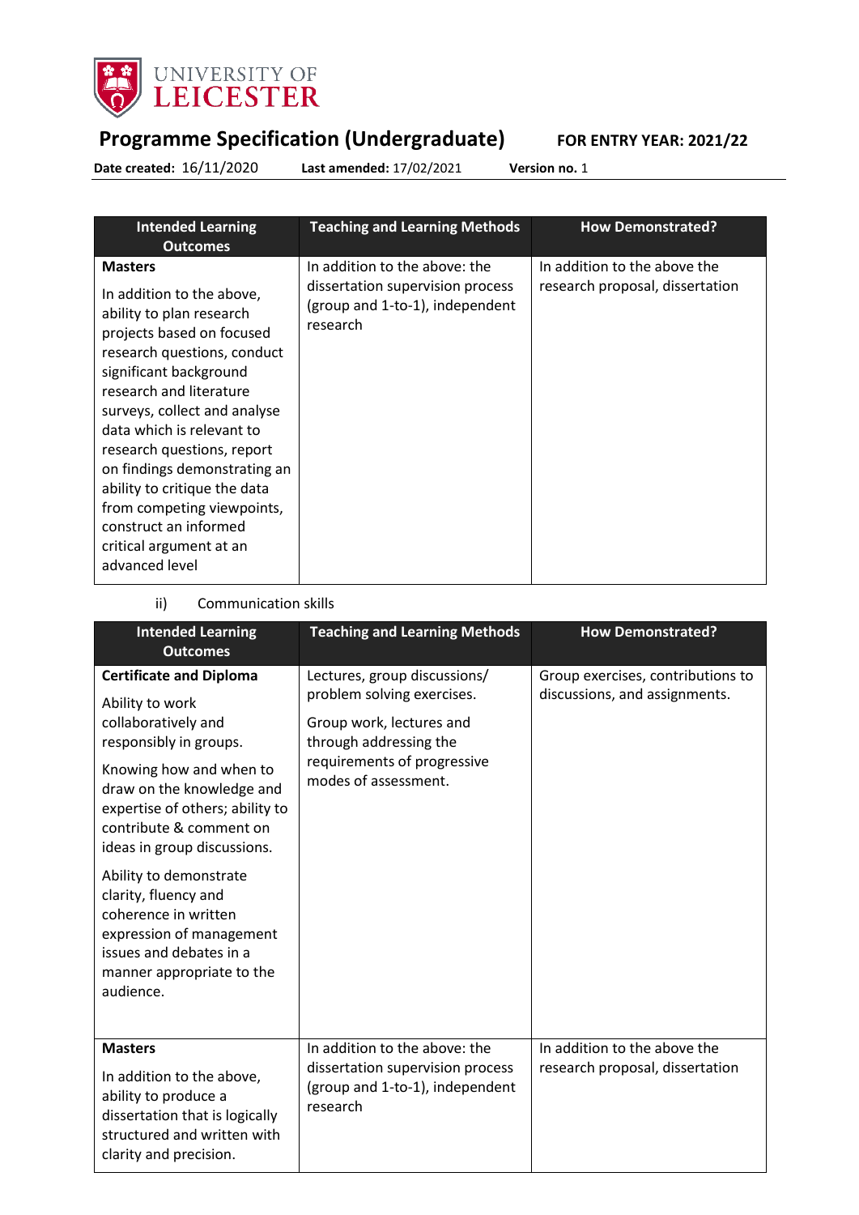# Programme Specification (Undergraduate)

**FOR ENTRY YEAR: 2021/22**

**Date created:** 16/11/2020 **Last amended:** 17/02/2021 **Version no.** 1

| Intended Learning Outcomes | Teaching and Learning Methods | How Demonstrated? |
|---|---|---|
| **Masters**<br><br>In addition to the above, ability to plan research projects based on focused research questions, conduct significant background research and literature surveys, collect and analyse data which is relevant to research questions, report on findings demonstrating an ability to critique the data from competing viewpoints, construct an informed critical argument at an advanced level | In addition to the above: the dissertation supervision process (group and 1-to-1), independent research | In addition to the above the research proposal, dissertation |

ii) Communication skills

| Intended Learning Outcomes | Teaching and Learning Methods | How Demonstrated? |
|---|---|---|
| **Certificate and Diploma**<br><br>Ability to work collaboratively and responsibly in groups.<br><br>Knowing how and when to draw on the knowledge and expertise of others; ability to contribute & comment on ideas in group discussions.<br><br>Ability to demonstrate clarity, fluency and coherence in written expression of management issues and debates in a manner appropriate to the audience. | Lectures, group discussions/ problem solving exercises.<br><br>Group work, lectures and through addressing the requirements of progressive modes of assessment. | Group exercises, contributions to discussions, and assignments. |
| **Masters**<br><br>In addition to the above, ability to produce a dissertation that is logically structured and written with clarity and precision. | In addition to the above: the dissertation supervision process (group and 1-to-1), independent research | In addition to the above the research proposal, dissertation |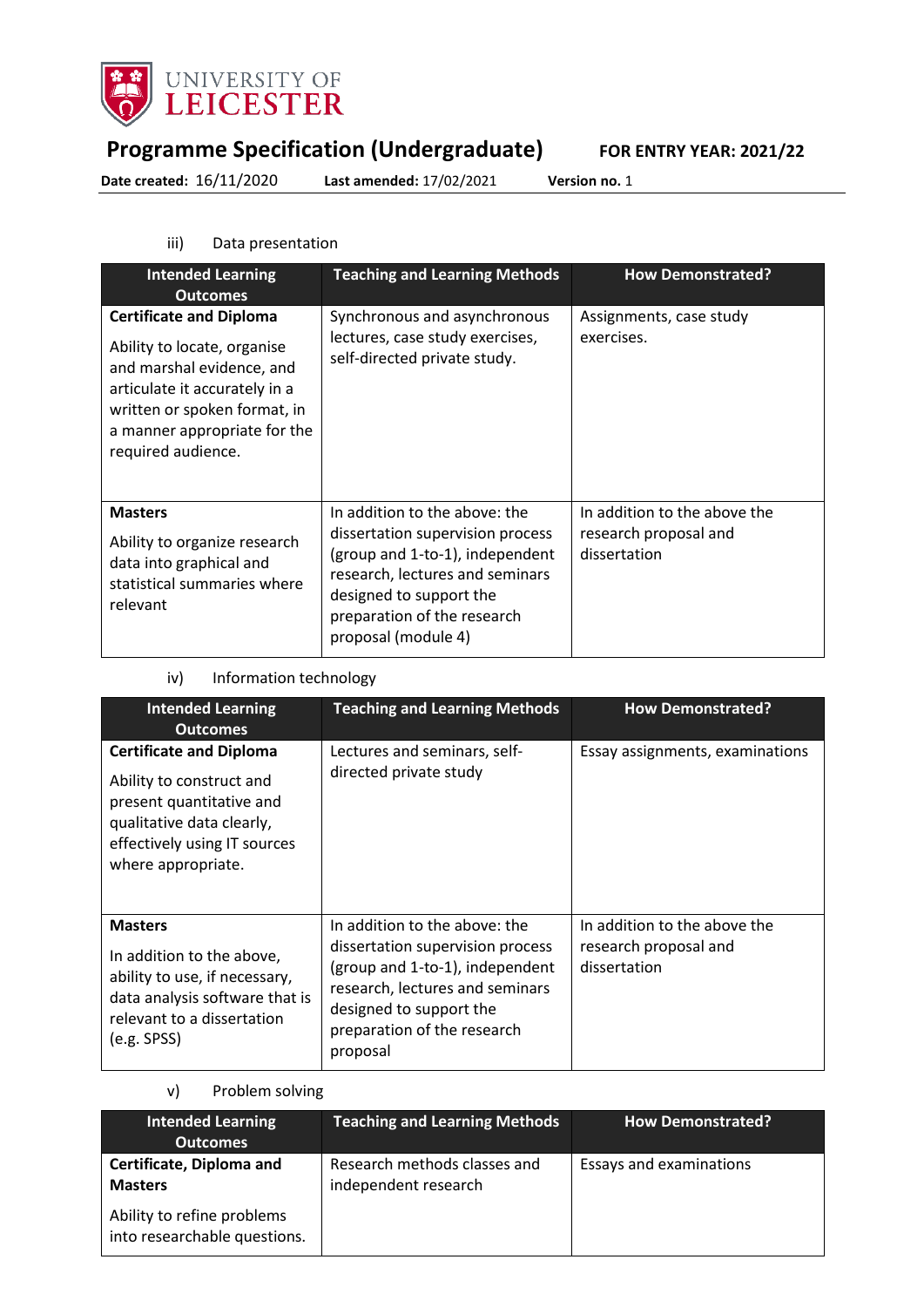iii) Data presentation

| Intended Learning Outcomes | Teaching and Learning Methods | How Demonstrated? |
|---|---|---|
| **Certificate and Diploma**<br><br>Ability to locate, organise and marshal evidence, and articulate it accurately in a written or spoken format, in a manner appropriate for the required audience. | Synchronous and asynchronous lectures, case study exercises, self-directed private study. | Assignments, case study exercises. |
| **Masters**<br><br>Ability to organize research data into graphical and statistical summaries where relevant | In addition to the above: the dissertation supervision process (group and 1-to-1), independent research, lectures and seminars designed to support the preparation of the research proposal (module 4) | In addition to the above the research proposal and dissertation |

iv) Information technology

| Intended Learning Outcomes | Teaching and Learning Methods | How Demonstrated? |
|---|---|---|
| **Certificate and Diploma**<br><br>Ability to construct and present quantitative and qualitative data clearly, effectively using IT sources where appropriate. | Lectures and seminars, self-directed private study | Essay assignments, examinations |
| **Masters**<br><br>In addition to the above, ability to use, if necessary, data analysis software that is relevant to a dissertation (e.g. SPSS) | In addition to the above: the dissertation supervision process (group and 1-to-1), independent research, lectures and seminars designed to support the preparation of the research proposal | In addition to the above the research proposal and dissertation |

v) Problem solving

| Intended Learning Outcomes | Teaching and Learning Methods | How Demonstrated? |
|---|---|---|
| **Certificate, Diploma and Masters**<br><br>Ability to refine problems into researchable questions. | Research methods classes and independent research | Essays and examinations |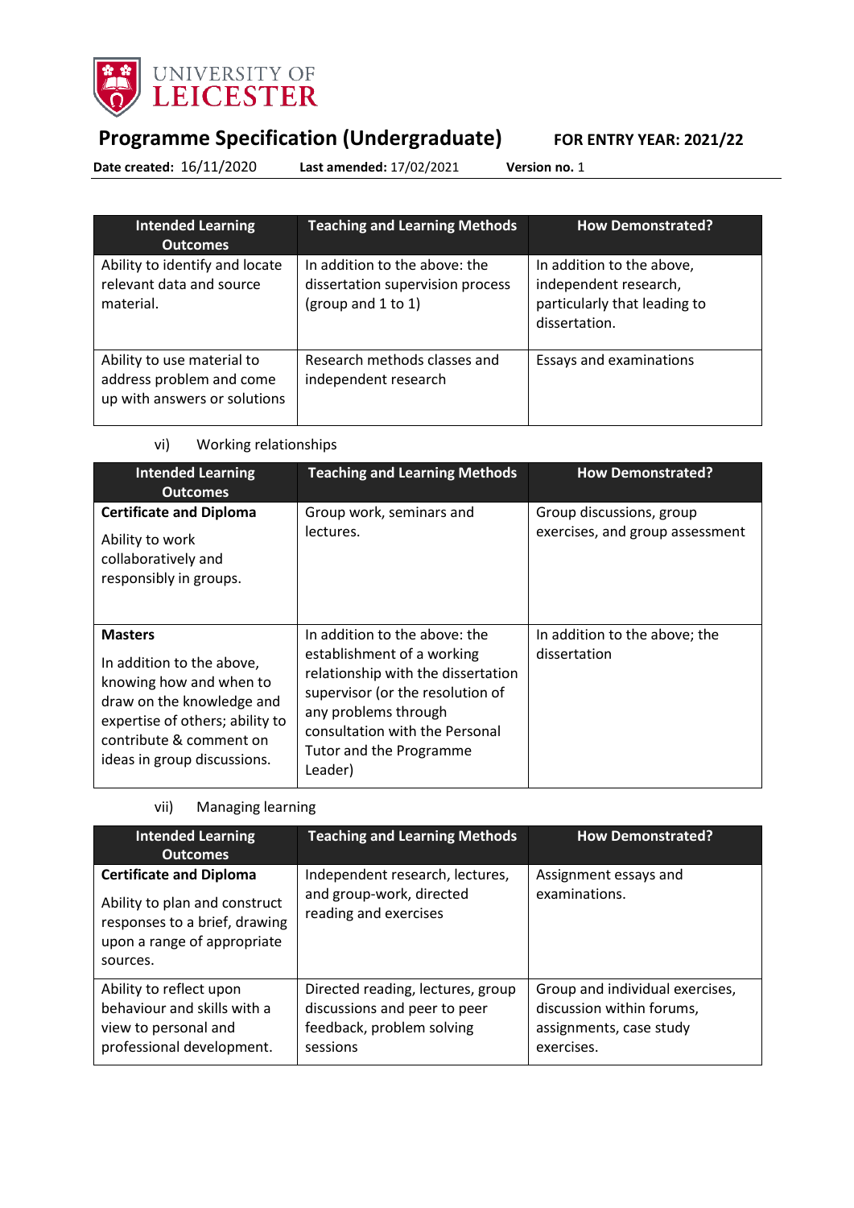# Programme Specification (Undergraduate)

**FOR ENTRY YEAR: 2021/22**

**Date created:** 16/11/2020 **Last amended:** 17/02/2021 **Version no.** 1

| Intended Learning Outcomes | Teaching and Learning Methods | How Demonstrated? |
|---|---|---|
| Ability to identify and locate relevant data and source material. | In addition to the above: the dissertation supervision process (group and 1 to 1) | In addition to the above, independent research, particularly that leading to dissertation. |
| Ability to use material to address problem and come up with answers or solutions | Research methods classes and independent research | Essays and examinations |

vi) Working relationships

| Intended Learning Outcomes | Teaching and Learning Methods | How Demonstrated? |
|---|---|---|
| **Certificate and Diploma** Ability to work collaboratively and responsibly in groups. | Group work, seminars and lectures. | Group discussions, group exercises, and group assessment |
| **Masters** In addition to the above, knowing how and when to draw on the knowledge and expertise of others; ability to contribute & comment on ideas in group discussions. | In addition to the above: the establishment of a working relationship with the dissertation supervisor (or the resolution of any problems through consultation with the Personal Tutor and the Programme Leader) | In addition to the above; the dissertation |

vii) Managing learning

| Intended Learning Outcomes | Teaching and Learning Methods | How Demonstrated? |
|---|---|---|
| **Certificate and Diploma** Ability to plan and construct responses to a brief, drawing upon a range of appropriate sources. | Independent research, lectures, and group-work, directed reading and exercises | Assignment essays and examinations. |
| Ability to reflect upon behaviour and skills with a view to personal and professional development. | Directed reading, lectures, group discussions and peer to peer feedback, problem solving sessions | Group and individual exercises, discussion within forums, assignments, case study exercises. |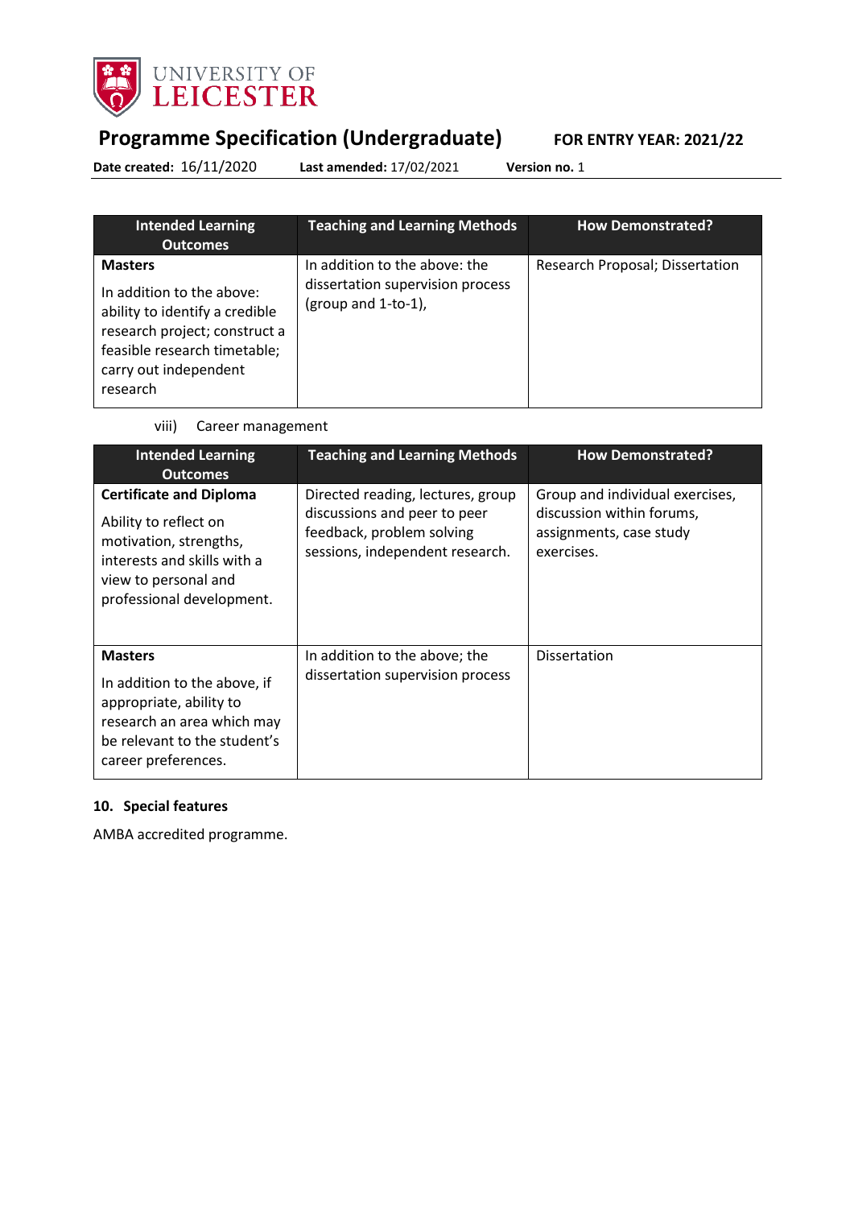| Intended Learning Outcomes | Teaching and Learning Methods | How Demonstrated? |
|---|---|---|
| **Masters**<br><br>In addition to the above: ability to identify a credible research project; construct a feasible research timetable; carry out independent research | In addition to the above: the dissertation supervision process (group and 1-to-1), | Research Proposal; Dissertation |

viii) Career management

| Intended Learning Outcomes | Teaching and Learning Methods | How Demonstrated? |
|---|---|---|
| **Certificate and Diploma**<br><br>Ability to reflect on motivation, strengths, interests and skills with a view to personal and professional development. | Directed reading, lectures, group discussions and peer to peer feedback, problem solving sessions, independent research. | Group and individual exercises, discussion within forums, assignments, case study exercises. |
| **Masters**<br><br>In addition to the above, if appropriate, ability to research an area which may be relevant to the student's career preferences. | In addition to the above; the dissertation supervision process | Dissertation |

## 10. Special features

AMBA accredited programme.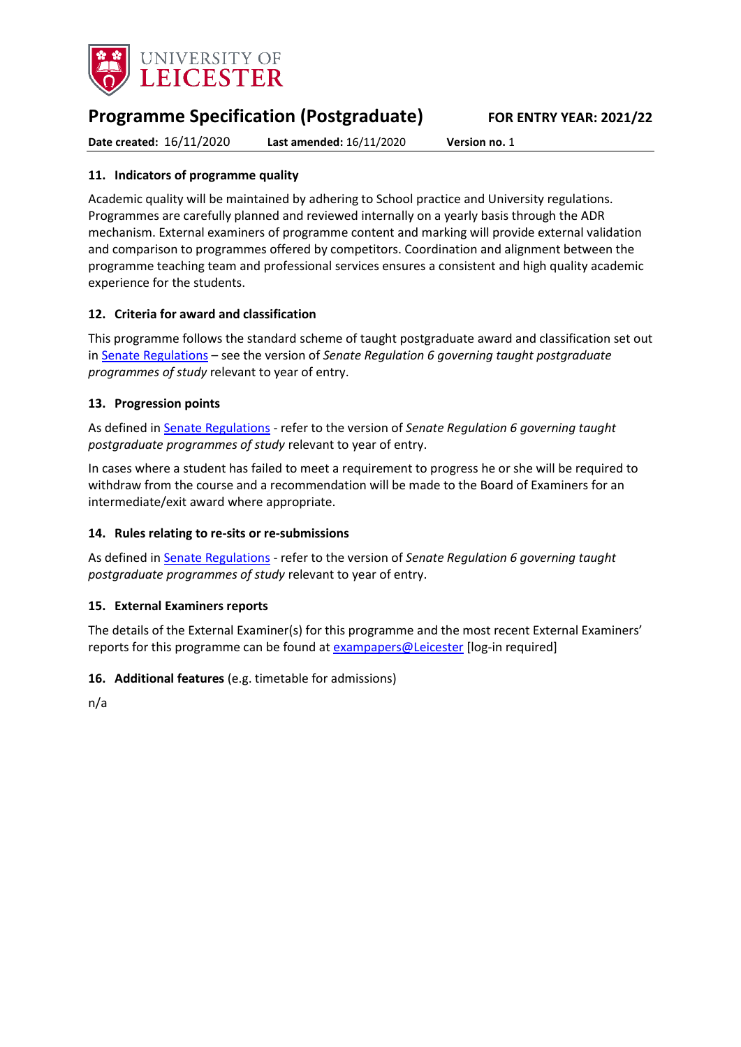## 11. Indicators of programme quality

Academic quality will be maintained by adhering to School practice and University regulations. Programmes are carefully planned and reviewed internally on a yearly basis through the ADR mechanism. External examiners of programme content and marking will provide external validation and comparison to programmes offered by competitors. Coordination and alignment between the programme teaching team and professional services ensures a consistent and high quality academic experience for the students.

## 12. Criteria for award and classification

This programme follows the standard scheme of taught postgraduate award and classification set out in Senate Regulations – see the version of *Senate Regulation 6 governing taught postgraduate programmes of study* relevant to year of entry.

## 13. Progression points

As defined in Senate Regulations - refer to the version of *Senate Regulation 6 governing taught postgraduate programmes of study* relevant to year of entry.

In cases where a student has failed to meet a requirement to progress he or she will be required to withdraw from the course and a recommendation will be made to the Board of Examiners for an intermediate/exit award where appropriate.

## 14. Rules relating to re-sits or re-submissions

As defined in Senate Regulations - refer to the version of *Senate Regulation 6 governing taught postgraduate programmes of study* relevant to year of entry.

## 15. External Examiners reports

The details of the External Examiner(s) for this programme and the most recent External Examiners' reports for this programme can be found at exampapers@Leicester [log-in required]

## 16. Additional features (e.g. timetable for admissions)

n/a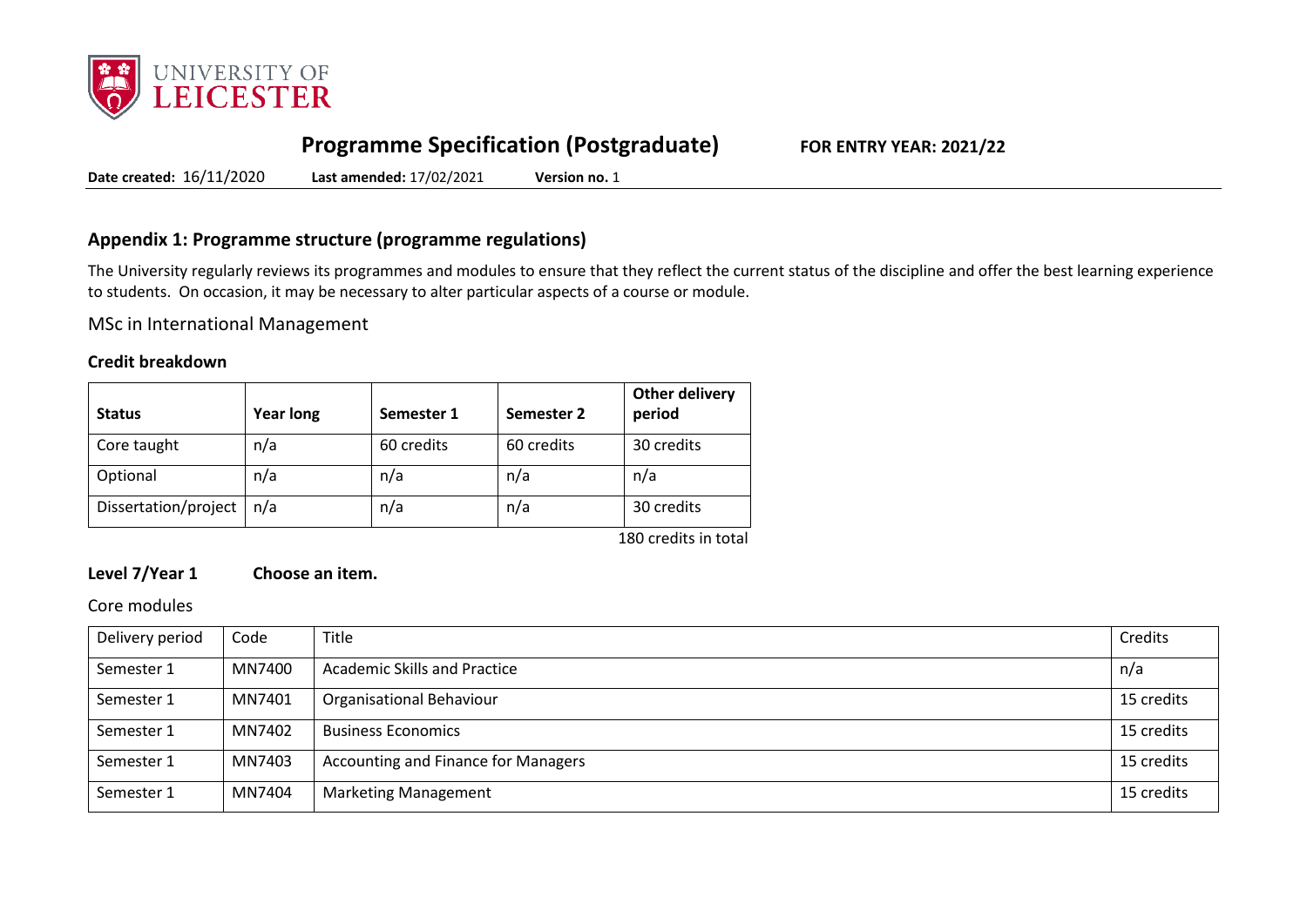# Programme Specification (Postgraduate)

**FOR ENTRY YEAR: 2021/22**

**Date created:** 16/11/2020 **Last amended:** 17/02/2021 **Version no.** 1

## Appendix 1: Programme structure (programme regulations)

The University regularly reviews its programmes and modules to ensure that they reflect the current status of the discipline and offer the best learning experience to students. On occasion, it may be necessary to alter particular aspects of a course or module.

MSc in International Management

### Credit breakdown

| Status | Year long | Semester 1 | Semester 2 | Other delivery period |
|---|---|---|---|---|
| Core taught | n/a | 60 credits | 60 credits | 30 credits |
| Optional | n/a | n/a | n/a | n/a |
| Dissertation/project | n/a | n/a | n/a | 30 credits |

180 credits in total

### Level 7/Year 1 Choose an item.

Core modules

| Delivery period | Code | Title | Credits |
|---|---|---|---|
| Semester 1 | MN7400 | Academic Skills and Practice | n/a |
| Semester 1 | MN7401 | Organisational Behaviour | 15 credits |
| Semester 1 | MN7402 | Business Economics | 15 credits |
| Semester 1 | MN7403 | Accounting and Finance for Managers | 15 credits |
| Semester 1 | MN7404 | Marketing Management | 15 credits |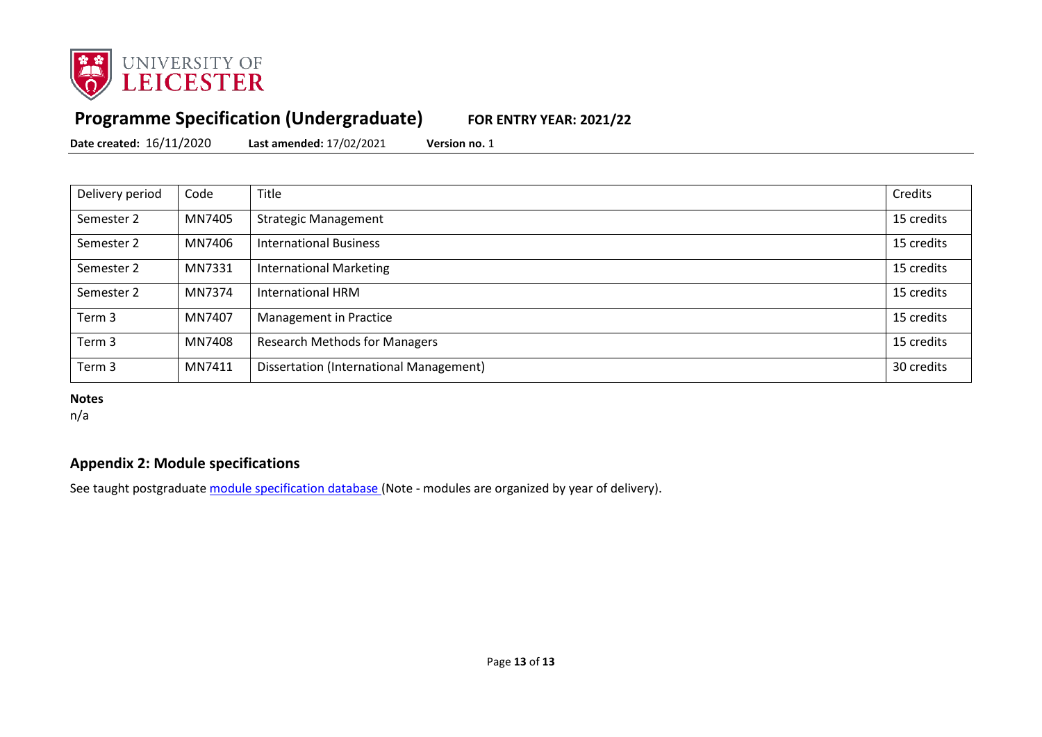| Delivery period | Code | Title | Credits |
|---|---|---|---|
| Semester 2 | MN7405 | Strategic Management | 15 credits |
| Semester 2 | MN7406 | International Business | 15 credits |
| Semester 2 | MN7331 | International Marketing | 15 credits |
| Semester 2 | MN7374 | International HRM | 15 credits |
| Term 3 | MN7407 | Management in Practice | 15 credits |
| Term 3 | MN7408 | Research Methods for Managers | 15 credits |
| Term 3 | MN7411 | Dissertation (International Management) | 30 credits |

**Notes**

n/a

## Appendix 2: Module specifications

See taught postgraduate module specification database (Note - modules are organized by year of delivery).